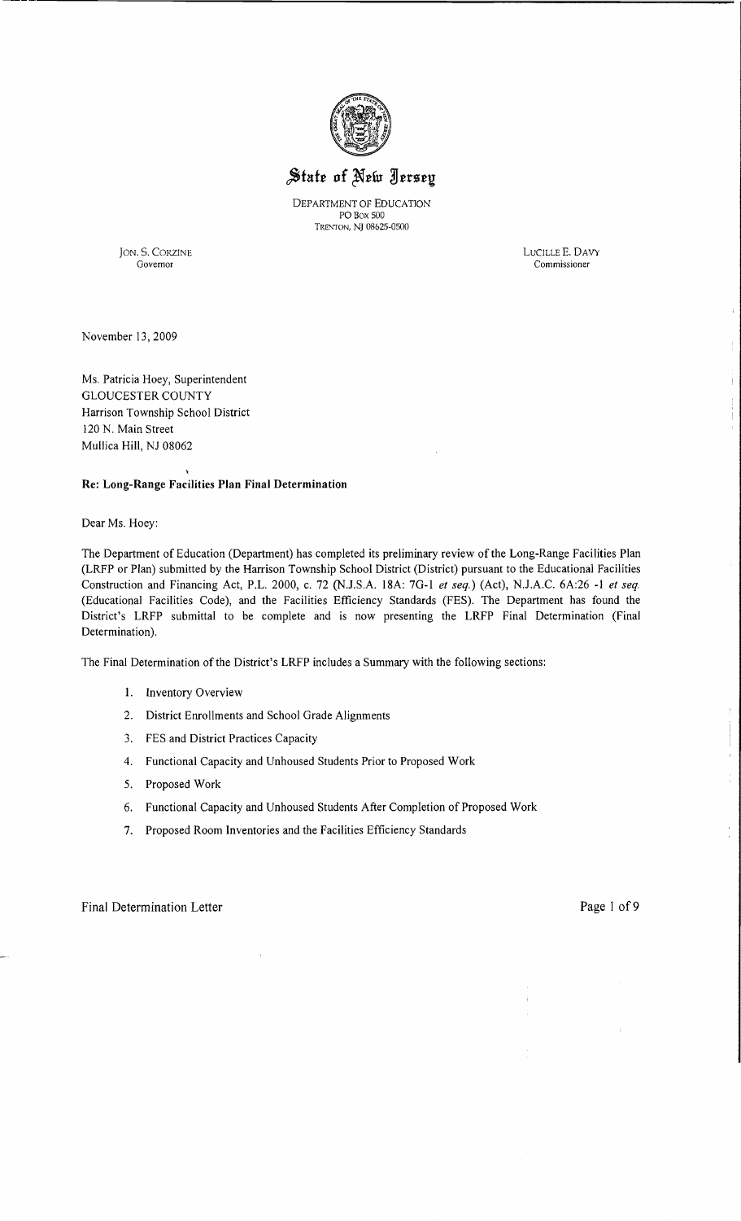# State of New Jersey

DEPARTMENT OF EDUCATION
PO Box 500
TRENTON, NJ 08625-0500

JON. S. CORZINE
Governor

LUCILLE E. DAVY
Commissioner

November 13, 2009

Ms. Patricia Hoey, Superintendent
GLOUCESTER COUNTY
Harrison Township School District
120 N. Main Street
Mullica Hill, NJ 08062

**Re: Long-Range Facilities Plan Final Determination**

Dear Ms. Hoey:

The Department of Education (Department) has completed its preliminary review of the Long-Range Facilities Plan (LRFP or Plan) submitted by the Harrison Township School District (District) pursuant to the Educational Facilities Construction and Financing Act, P.L. 2000, c. 72 (N.J.S.A. 18A: 7G-1 *et seq.*) (Act), N.J.A.C. 6A:26 -1 *et seq.* (Educational Facilities Code), and the Facilities Efficiency Standards (FES). The Department has found the District's LRFP submittal to be complete and is now presenting the LRFP Final Determination (Final Determination).

The Final Determination of the District's LRFP includes a Summary with the following sections:

1. Inventory Overview
2. District Enrollments and School Grade Alignments
3. FES and District Practices Capacity
4. Functional Capacity and Unhoused Students Prior to Proposed Work
5. Proposed Work
6. Functional Capacity and Unhoused Students After Completion of Proposed Work
7. Proposed Room Inventories and the Facilities Efficiency Standards

Final Determination Letter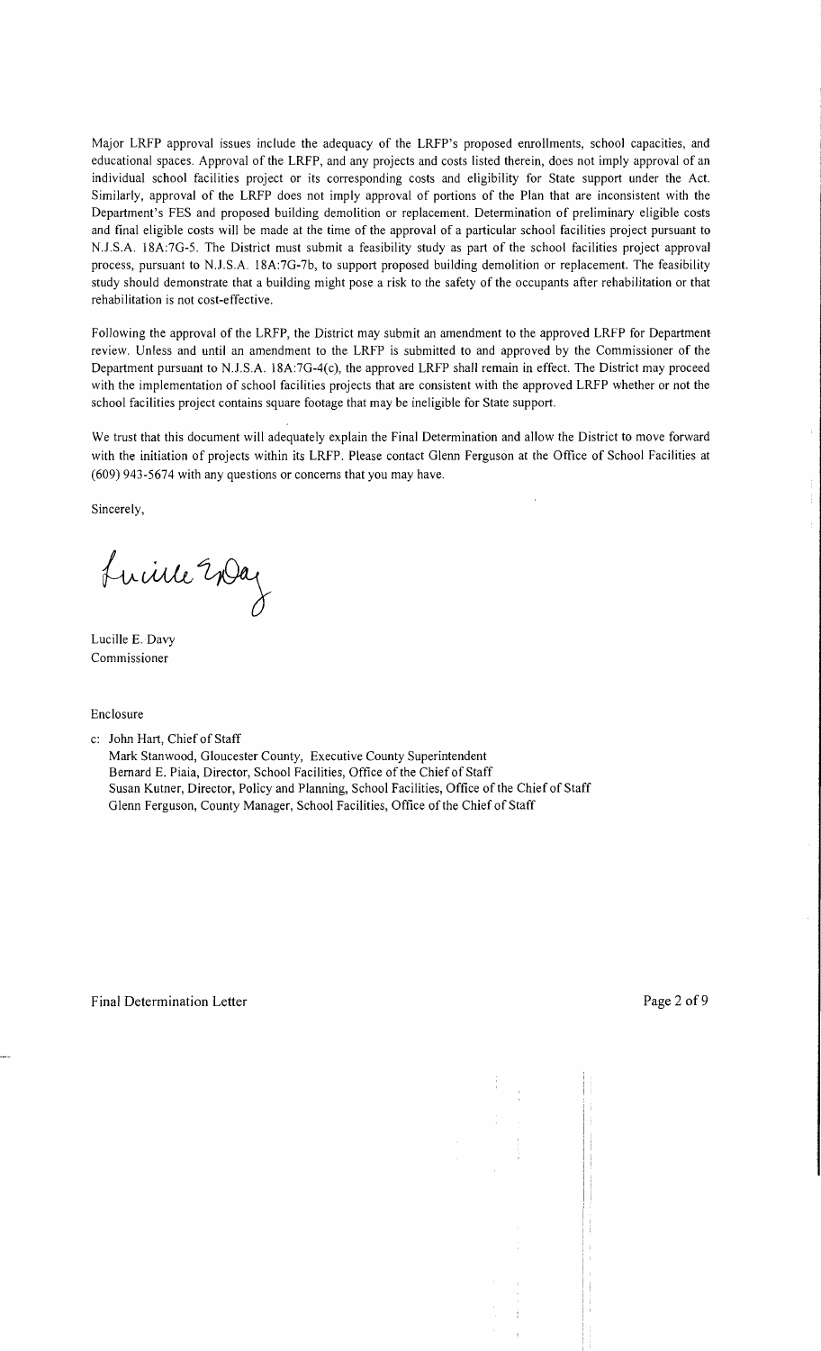Major LRFP approval issues include the adequacy of the LRFP's proposed enrollments, school capacities, and educational spaces. Approval of the LRFP, and any projects and costs listed therein, does not imply approval of an individual school facilities project or its corresponding costs and eligibility for State support under the Act. Similarly, approval of the LRFP does not imply approval of portions of the Plan that are inconsistent with the Department's FES and proposed building demolition or replacement. Determination of preliminary eligible costs and final eligible costs will be made at the time of the approval of a particular school facilities project pursuant to N.J.S.A. 18A:7G-5. The District must submit a feasibility study as part of the school facilities project approval process, pursuant to N.J.S.A. 18A:7G-7b, to support proposed building demolition or replacement. The feasibility study should demonstrate that a building might pose a risk to the safety of the occupants after rehabilitation or that rehabilitation is not cost-effective.

Following the approval of the LRFP, the District may submit an amendment to the approved LRFP for Department review. Unless and until an amendment to the LRFP is submitted to and approved by the Commissioner of the Department pursuant to N.J.S.A. 18A:7G-4(c), the approved LRFP shall remain in effect. The District may proceed with the implementation of school facilities projects that are consistent with the approved LRFP whether or not the school facilities project contains square footage that may be ineligible for State support.

We trust that this document will adequately explain the Final Determination and allow the District to move forward with the initiation of projects within its LRFP. Please contact Glenn Ferguson at the Office of School Facilities at (609) 943-5674 with any questions or concerns that you may have.

Sincerely,

Lucille E. Davy
Commissioner

Enclosure

c: John Hart, Chief of Staff
Mark Stanwood, Gloucester County, Executive County Superintendent
Bernard E. Piaia, Director, School Facilities, Office of the Chief of Staff
Susan Kutner, Director, Policy and Planning, School Facilities, Office of the Chief of Staff
Glenn Ferguson, County Manager, School Facilities, Office of the Chief of Staff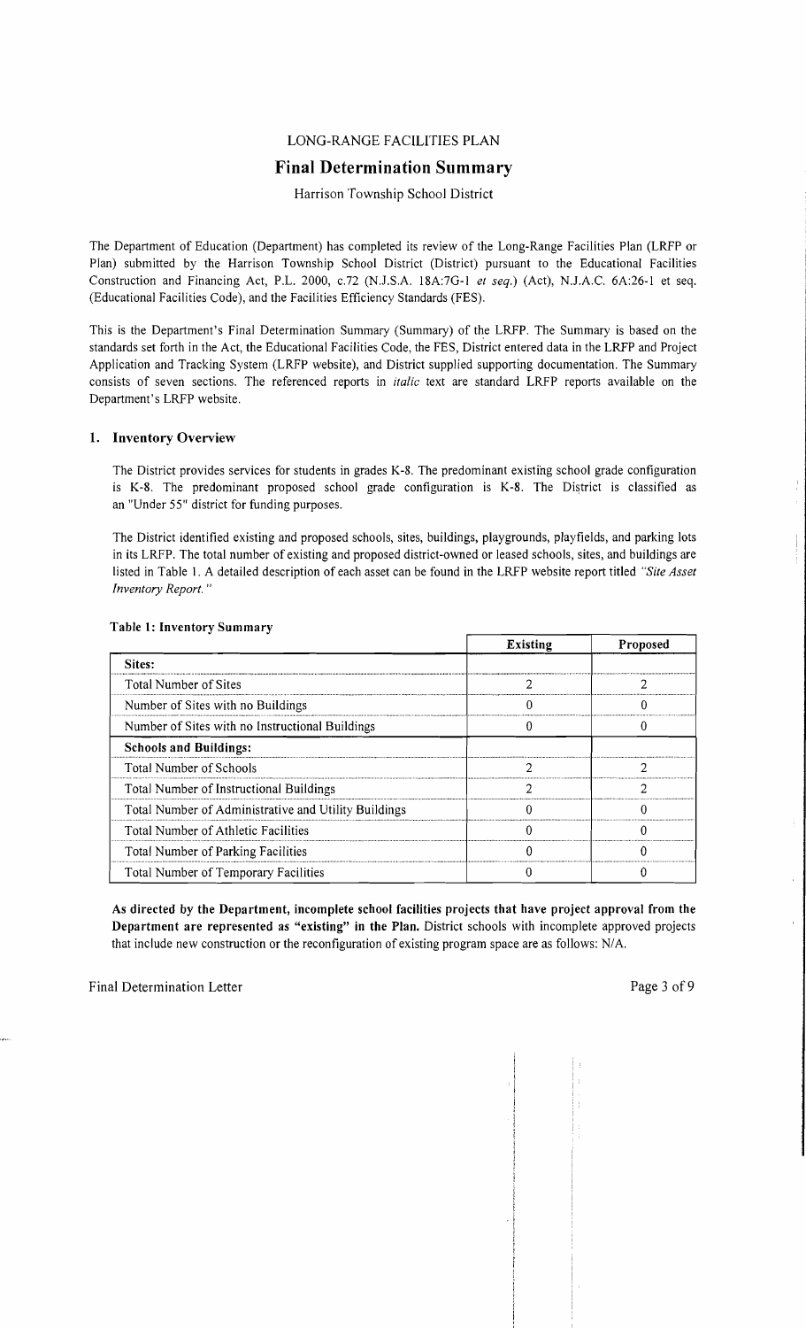LONG-RANGE FACILITIES PLAN

# Final Determination Summary

Harrison Township School District

The Department of Education (Department) has completed its review of the Long-Range Facilities Plan (LRFP or Plan) submitted by the Harrison Township School District (District) pursuant to the Educational Facilities Construction and Financing Act, P.L. 2000, c.72 (N.J.S.A. 18A:7G-1 *et seq.*) (Act), N.J.A.C. 6A:26-1 et seq. (Educational Facilities Code), and the Facilities Efficiency Standards (FES).

This is the Department's Final Determination Summary (Summary) of the LRFP. The Summary is based on the standards set forth in the Act, the Educational Facilities Code, the FES, District entered data in the LRFP and Project Application and Tracking System (LRFP website), and District supplied supporting documentation. The Summary consists of seven sections. The referenced reports in *italic* text are standard LRFP reports available on the Department's LRFP website.

## 1. Inventory Overview

The District provides services for students in grades K-8. The predominant existing school grade configuration is K-8. The predominant proposed school grade configuration is K-8. The District is classified as an "Under 55" district for funding purposes.

The District identified existing and proposed schools, sites, buildings, playgrounds, playfields, and parking lots in its LRFP. The total number of existing and proposed district-owned or leased schools, sites, and buildings are listed in Table 1. A detailed description of each asset can be found in the LRFP website report titled *"Site Asset Inventory Report."*

**Table 1: Inventory Summary**

| | Existing | Proposed |
|---|---|---|
| **Sites:** | | |
| Total Number of Sites | 2 | 2 |
| Number of Sites with no Buildings | 0 | 0 |
| Number of Sites with no Instructional Buildings | 0 | 0 |
| **Schools and Buildings:** | | |
| Total Number of Schools | 2 | 2 |
| Total Number of Instructional Buildings | 2 | 2 |
| Total Number of Administrative and Utility Buildings | 0 | 0 |
| Total Number of Athletic Facilities | 0 | 0 |
| Total Number of Parking Facilities | 0 | 0 |
| Total Number of Temporary Facilities | 0 | 0 |

**As directed by the Department, incomplete school facilities projects that have project approval from the Department are represented as "existing" in the Plan.** District schools with incomplete approved projects that include new construction or the reconfiguration of existing program space are as follows: N/A.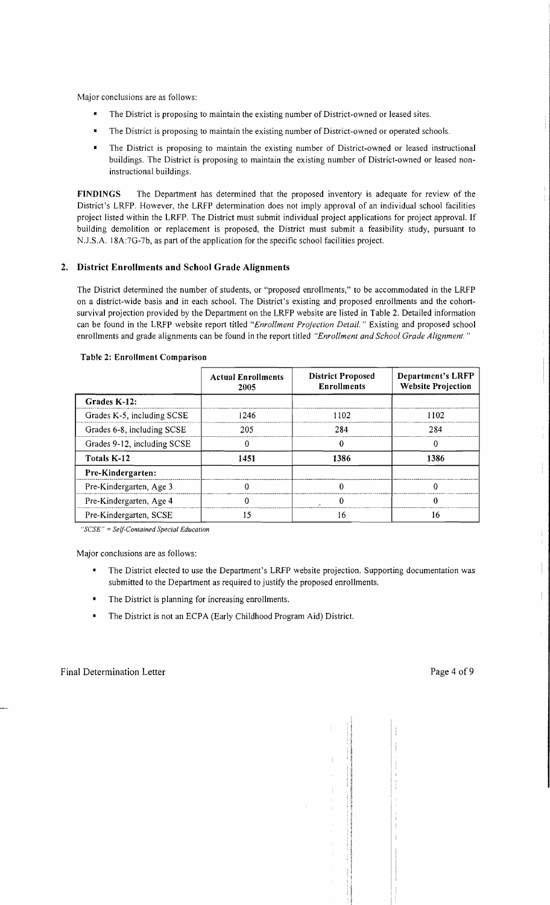Major conclusions are as follows:

- The District is proposing to maintain the existing number of District-owned or leased sites.
- The District is proposing to maintain the existing number of District-owned or operated schools.
- The District is proposing to maintain the existing number of District-owned or leased instructional buildings. The District is proposing to maintain the existing number of District-owned or leased non-instructional buildings.

**FINDINGS** The Department has determined that the proposed inventory is adequate for review of the District's LRFP. However, the LRFP determination does not imply approval of an individual school facilities project listed within the LRFP. The District must submit individual project applications for project approval. If building demolition or replacement is proposed, the District must submit a feasibility study, pursuant to N.J.S.A. 18A:7G-7b, as part of the application for the specific school facilities project.

## 2. District Enrollments and School Grade Alignments

The District determined the number of students, or "proposed enrollments," to be accommodated in the LRFP on a district-wide basis and in each school. The District's existing and proposed enrollments and the cohort-survival projection provided by the Department on the LRFP website are listed in Table 2. Detailed information can be found in the LRFP website report titled *"Enrollment Projection Detail."* Existing and proposed school enrollments and grade alignments can be found in the report titled *"Enrollment and School Grade Alignment."*

**Table 2: Enrollment Comparison**

| | Actual Enrollments 2005 | District Proposed Enrollments | Department's LRFP Website Projection |
|---|---|---|---|
| **Grades K-12:** | | | |
| Grades K-5, including SCSE | 1246 | 1102 | 1102 |
| Grades 6-8, including SCSE | 205 | 284 | 284 |
| Grades 9-12, including SCSE | 0 | 0 | 0 |
| **Totals K-12** | **1451** | **1386** | **1386** |
| **Pre-Kindergarten:** | | | |
| Pre-Kindergarten, Age 3 | 0 | 0 | 0 |
| Pre-Kindergarten, Age 4 | 0 | 0 | 0 |
| Pre-Kindergarten, SCSE | 15 | 16 | 16 |

*"SCSE" = Self-Contained Special Education*

Major conclusions are as follows:

- The District elected to use the Department's LRFP website projection. Supporting documentation was submitted to the Department as required to justify the proposed enrollments.
- The District is planning for increasing enrollments.
- The District is not an ECPA (Early Childhood Program Aid) District.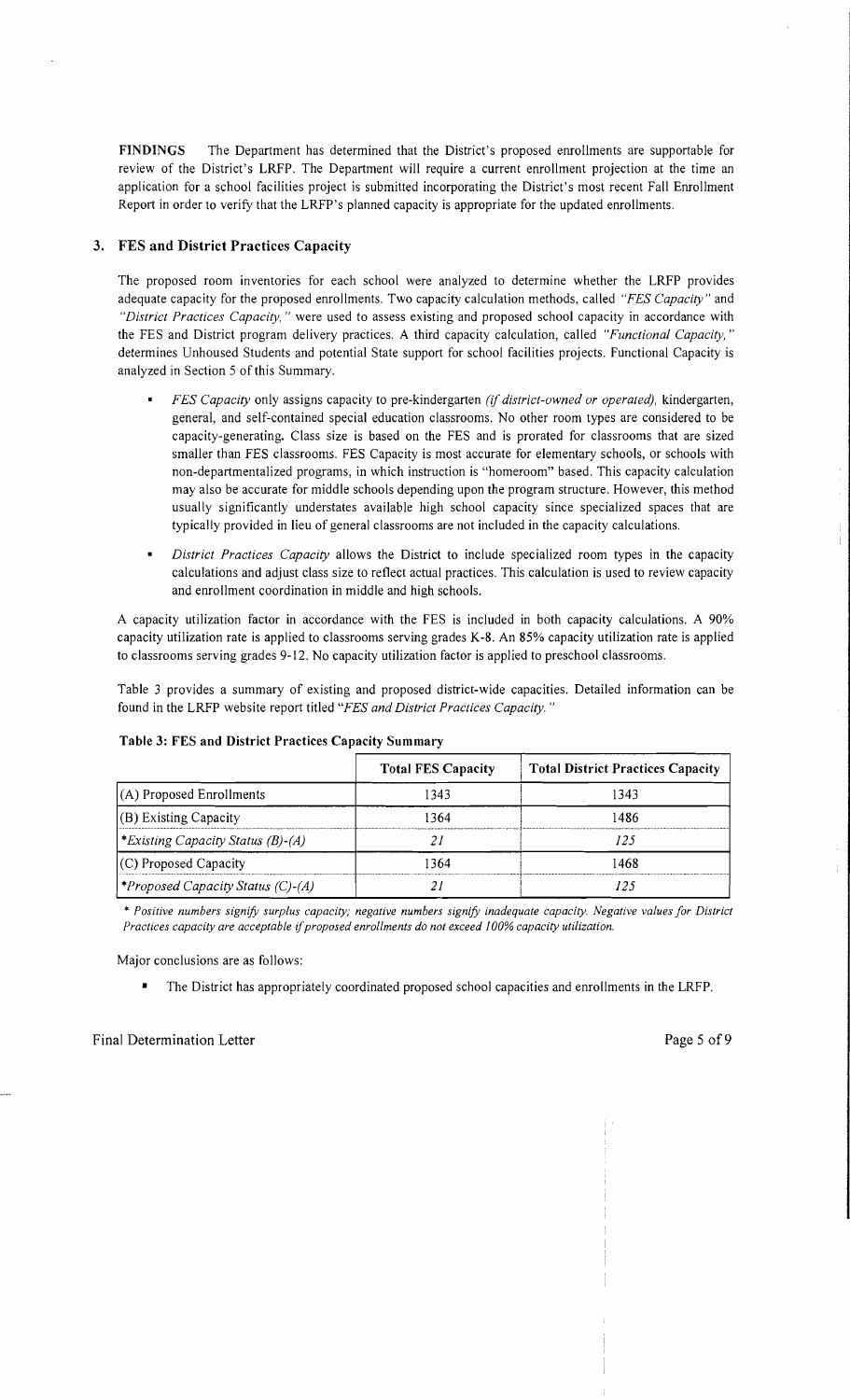**FINDINGS** The Department has determined that the District's proposed enrollments are supportable for review of the District's LRFP. The Department will require a current enrollment projection at the time an application for a school facilities project is submitted incorporating the District's most recent Fall Enrollment Report in order to verify that the LRFP's planned capacity is appropriate for the updated enrollments.

### 3. FES and District Practices Capacity

The proposed room inventories for each school were analyzed to determine whether the LRFP provides adequate capacity for the proposed enrollments. Two capacity calculation methods, called *"FES Capacity"* and *"District Practices Capacity,"* were used to assess existing and proposed school capacity in accordance with the FES and District program delivery practices. A third capacity calculation, called *"Functional Capacity,"* determines Unhoused Students and potential State support for school facilities projects. Functional Capacity is analyzed in Section 5 of this Summary.

- *FES Capacity* only assigns capacity to pre-kindergarten *(if district-owned or operated)*, kindergarten, general, and self-contained special education classrooms. No other room types are considered to be capacity-generating. Class size is based on the FES and is prorated for classrooms that are sized smaller than FES classrooms. FES Capacity is most accurate for elementary schools, or schools with non-departmentalized programs, in which instruction is "homeroom" based. This capacity calculation may also be accurate for middle schools depending upon the program structure. However, this method usually significantly understates available high school capacity since specialized spaces that are typically provided in lieu of general classrooms are not included in the capacity calculations.
- *District Practices Capacity* allows the District to include specialized room types in the capacity calculations and adjust class size to reflect actual practices. This calculation is used to review capacity and enrollment coordination in middle and high schools.

A capacity utilization factor in accordance with the FES is included in both capacity calculations. A 90% capacity utilization rate is applied to classrooms serving grades K-8. An 85% capacity utilization rate is applied to classrooms serving grades 9-12. No capacity utilization factor is applied to preschool classrooms.

Table 3 provides a summary of existing and proposed district-wide capacities. Detailed information can be found in the LRFP website report titled *"FES and District Practices Capacity."*

**Table 3: FES and District Practices Capacity Summary**

| | Total FES Capacity | Total District Practices Capacity |
|---|---|---|
| (A) Proposed Enrollments | 1343 | 1343 |
| (B) Existing Capacity | 1364 | 1486 |
| *\*Existing Capacity Status (B)-(A)* | *21* | *125* |
| (C) Proposed Capacity | 1364 | 1468 |
| *\*Proposed Capacity Status (C)-(A)* | *21* | *125* |

*\* Positive numbers signify surplus capacity; negative numbers signify inadequate capacity. Negative values for District Practices capacity are acceptable if proposed enrollments do not exceed 100% capacity utilization.*

Major conclusions are as follows:

- The District has appropriately coordinated proposed school capacities and enrollments in the LRFP.

Final Determination Letter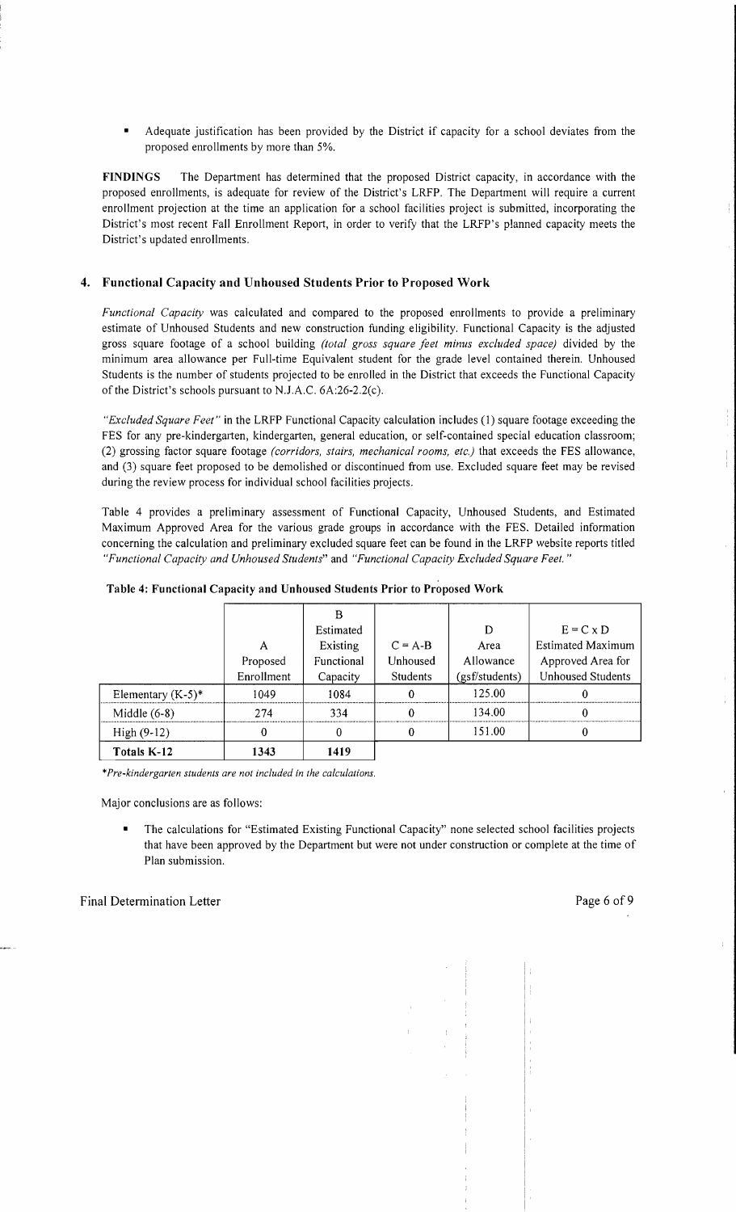- Adequate justification has been provided by the District if capacity for a school deviates from the proposed enrollments by more than 5%.

**FINDINGS** The Department has determined that the proposed District capacity, in accordance with the proposed enrollments, is adequate for review of the District's LRFP. The Department will require a current enrollment projection at the time an application for a school facilities project is submitted, incorporating the District's most recent Fall Enrollment Report, in order to verify that the LRFP's planned capacity meets the District's updated enrollments.

## 4. Functional Capacity and Unhoused Students Prior to Proposed Work

*Functional Capacity* was calculated and compared to the proposed enrollments to provide a preliminary estimate of Unhoused Students and new construction funding eligibility. Functional Capacity is the adjusted gross square footage of a school building *(total gross square feet minus excluded space)* divided by the minimum area allowance per Full-time Equivalent student for the grade level contained therein. Unhoused Students is the number of students projected to be enrolled in the District that exceeds the Functional Capacity of the District's schools pursuant to N.J.A.C. 6A:26-2.2(c).

*"Excluded Square Feet"* in the LRFP Functional Capacity calculation includes (1) square footage exceeding the FES for any pre-kindergarten, kindergarten, general education, or self-contained special education classroom; (2) grossing factor square footage *(corridors, stairs, mechanical rooms, etc.)* that exceeds the FES allowance, and (3) square feet proposed to be demolished or discontinued from use. Excluded square feet may be revised during the review process for individual school facilities projects.

Table 4 provides a preliminary assessment of Functional Capacity, Unhoused Students, and Estimated Maximum Approved Area for the various grade groups in accordance with the FES. Detailed information concerning the calculation and preliminary excluded square feet can be found in the LRFP website reports titled *"Functional Capacity and Unhoused Students"* and *"Functional Capacity Excluded Square Feet."*

**Table 4: Functional Capacity and Unhoused Students Prior to Proposed Work**

| | A Proposed Enrollment | B Estimated Existing Functional Capacity | C = A-B Unhoused Students | D Area Allowance (gsf/students) | E = C x D Estimated Maximum Approved Area for Unhoused Students |
|---|---|---|---|---|---|
| Elementary (K-5)* | 1049 | 1084 | 0 | 125.00 | 0 |
| Middle (6-8) | 274 | 334 | 0 | 134.00 | 0 |
| High (9-12) | 0 | 0 | 0 | 151.00 | 0 |
| **Totals K-12** | **1343** | **1419** | | | |

*\*Pre-kindergarten students are not included in the calculations.*

Major conclusions are as follows:

- The calculations for "Estimated Existing Functional Capacity" none selected school facilities projects that have been approved by the Department but were not under construction or complete at the time of Plan submission.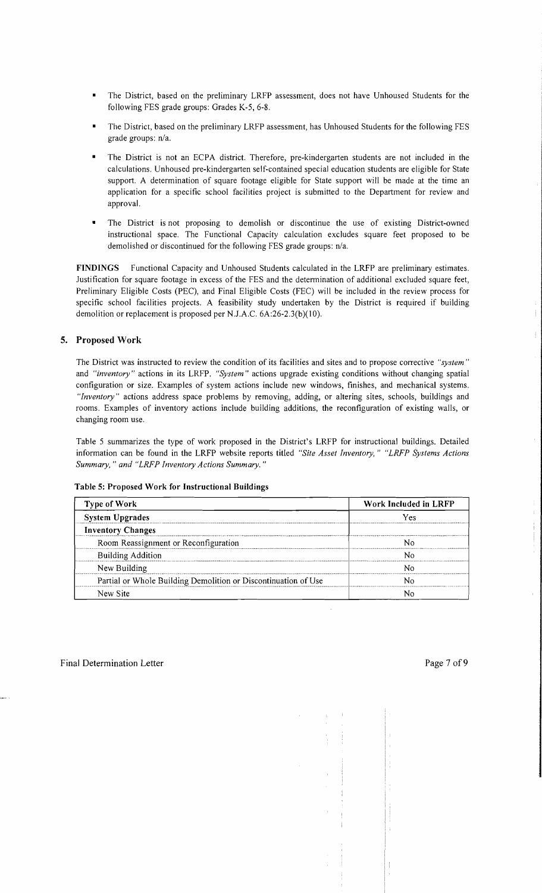- The District, based on the preliminary LRFP assessment, does not have Unhoused Students for the following FES grade groups: Grades K-5, 6-8.
- The District, based on the preliminary LRFP assessment, has Unhoused Students for the following FES grade groups: n/a.
- The District is not an ECPA district. Therefore, pre-kindergarten students are not included in the calculations. Unhoused pre-kindergarten self-contained special education students are eligible for State support. A determination of square footage eligible for State support will be made at the time an application for a specific school facilities project is submitted to the Department for review and approval.
- The District is not proposing to demolish or discontinue the use of existing District-owned instructional space. The Functional Capacity calculation excludes square feet proposed to be demolished or discontinued for the following FES grade groups: n/a.

**FINDINGS** Functional Capacity and Unhoused Students calculated in the LRFP are preliminary estimates. Justification for square footage in excess of the FES and the determination of additional excluded square feet, Preliminary Eligible Costs (PEC), and Final Eligible Costs (FEC) will be included in the review process for specific school facilities projects. A feasibility study undertaken by the District is required if building demolition or replacement is proposed per N.J.A.C. 6A:26-2.3(b)(10).

## 5. Proposed Work

The District was instructed to review the condition of its facilities and sites and to propose corrective *"system"* and *"inventory"* actions in its LRFP. *"System"* actions upgrade existing conditions without changing spatial configuration or size. Examples of system actions include new windows, finishes, and mechanical systems. *"Inventory"* actions address space problems by removing, adding, or altering sites, schools, buildings and rooms. Examples of inventory actions include building additions, the reconfiguration of existing walls, or changing room use.

Table 5 summarizes the type of work proposed in the District's LRFP for instructional buildings. Detailed information can be found in the LRFP website reports titled *"Site Asset Inventory," "LRFP Systems Actions Summary," and "LRFP Inventory Actions Summary."*

**Table 5: Proposed Work for Instructional Buildings**

| Type of Work | Work Included in LRFP |
|---|---|
| **System Upgrades** | Yes |
| **Inventory Changes** | |
| Room Reassignment or Reconfiguration | No |
| Building Addition | No |
| New Building | No |
| Partial or Whole Building Demolition or Discontinuation of Use | No |
| New Site | No |

Final Determination Letter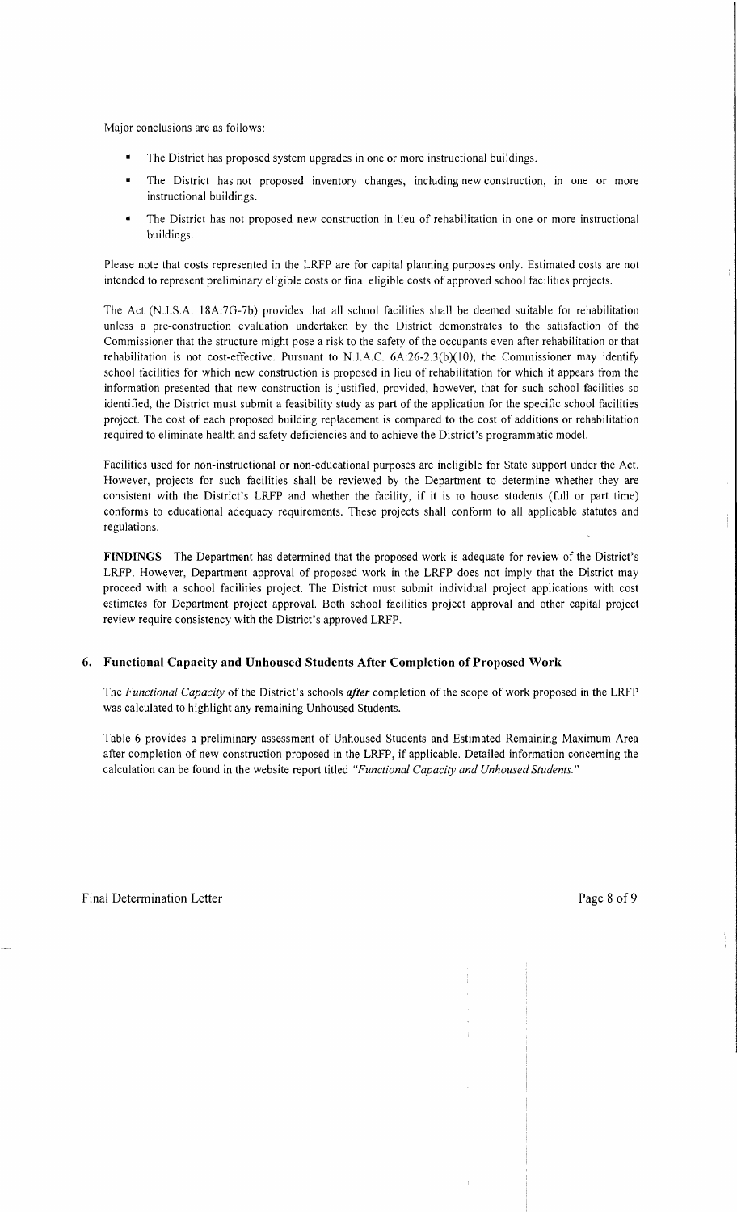Major conclusions are as follows:

- The District has proposed system upgrades in one or more instructional buildings.
- The District has not proposed inventory changes, including new construction, in one or more instructional buildings.
- The District has not proposed new construction in lieu of rehabilitation in one or more instructional buildings.

Please note that costs represented in the LRFP are for capital planning purposes only. Estimated costs are not intended to represent preliminary eligible costs or final eligible costs of approved school facilities projects.

The Act (N.J.S.A. 18A:7G-7b) provides that all school facilities shall be deemed suitable for rehabilitation unless a pre-construction evaluation undertaken by the District demonstrates to the satisfaction of the Commissioner that the structure might pose a risk to the safety of the occupants even after rehabilitation or that rehabilitation is not cost-effective. Pursuant to N.J.A.C. 6A:26-2.3(b)(10), the Commissioner may identify school facilities for which new construction is proposed in lieu of rehabilitation for which it appears from the information presented that new construction is justified, provided, however, that for such school facilities so identified, the District must submit a feasibility study as part of the application for the specific school facilities project. The cost of each proposed building replacement is compared to the cost of additions or rehabilitation required to eliminate health and safety deficiencies and to achieve the District's programmatic model.

Facilities used for non-instructional or non-educational purposes are ineligible for State support under the Act. However, projects for such facilities shall be reviewed by the Department to determine whether they are consistent with the District's LRFP and whether the facility, if it is to house students (full or part time) conforms to educational adequacy requirements. These projects shall conform to all applicable statutes and regulations.

**FINDINGS** The Department has determined that the proposed work is adequate for review of the District's LRFP. However, Department approval of proposed work in the LRFP does not imply that the District may proceed with a school facilities project. The District must submit individual project applications with cost estimates for Department project approval. Both school facilities project approval and other capital project review require consistency with the District's approved LRFP.

### 6. Functional Capacity and Unhoused Students After Completion of Proposed Work

The *Functional Capacity* of the District's schools ***after*** completion of the scope of work proposed in the LRFP was calculated to highlight any remaining Unhoused Students.

Table 6 provides a preliminary assessment of Unhoused Students and Estimated Remaining Maximum Area after completion of new construction proposed in the LRFP, if applicable. Detailed information concerning the calculation can be found in the website report titled *"Functional Capacity and Unhoused Students."*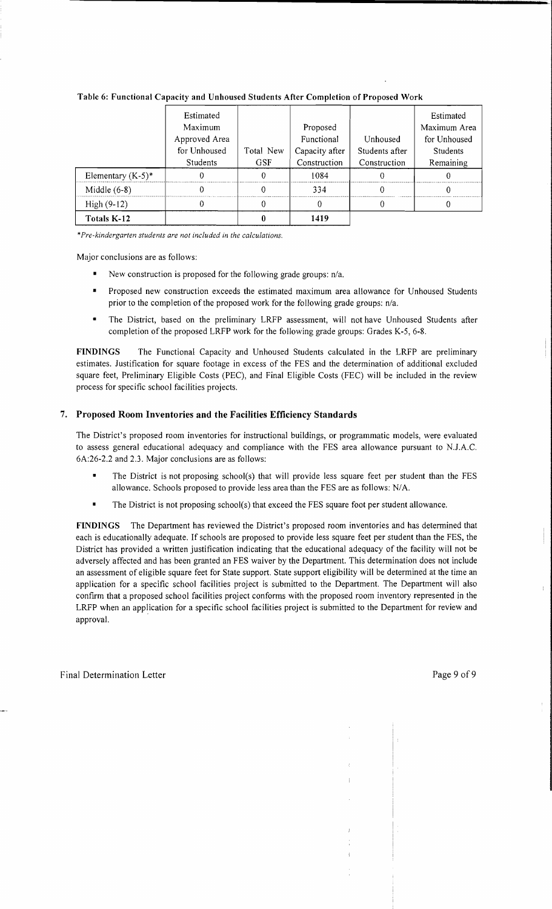**Table 6: Functional Capacity and Unhoused Students After Completion of Proposed Work**

| | Estimated Maximum Approved Area for Unhoused Students | Total New GSF | Proposed Functional Capacity after Construction | Unhoused Students after Construction | Estimated Maximum Area for Unhoused Students Remaining |
|---|---|---|---|---|---|
| Elementary (K-5)* | 0 | 0 | 1084 | 0 | 0 |
| Middle (6-8) | 0 | 0 | 334 | 0 | 0 |
| High (9-12) | 0 | 0 | 0 | 0 | 0 |
| **Totals K-12** | | **0** | **1419** | | |

*\*Pre-kindergarten students are not included in the calculations.*

Major conclusions are as follows:

- New construction is proposed for the following grade groups: n/a.
- Proposed new construction exceeds the estimated maximum area allowance for Unhoused Students prior to the completion of the proposed work for the following grade groups: n/a.
- The District, based on the preliminary LRFP assessment, will not have Unhoused Students after completion of the proposed LRFP work for the following grade groups: Grades K-5, 6-8.

**FINDINGS** The Functional Capacity and Unhoused Students calculated in the LRFP are preliminary estimates. Justification for square footage in excess of the FES and the determination of additional excluded square feet, Preliminary Eligible Costs (PEC), and Final Eligible Costs (FEC) will be included in the review process for specific school facilities projects.

## 7. Proposed Room Inventories and the Facilities Efficiency Standards

The District's proposed room inventories for instructional buildings, or programmatic models, were evaluated to assess general educational adequacy and compliance with the FES area allowance pursuant to N.J.A.C. 6A:26-2.2 and 2.3. Major conclusions are as follows:

- The District is not proposing school(s) that will provide less square feet per student than the FES allowance. Schools proposed to provide less area than the FES are as follows: N/A.
- The District is not proposing school(s) that exceed the FES square foot per student allowance.

**FINDINGS** The Department has reviewed the District's proposed room inventories and has determined that each is educationally adequate. If schools are proposed to provide less square feet per student than the FES, the District has provided a written justification indicating that the educational adequacy of the facility will not be adversely affected and has been granted an FES waiver by the Department. This determination does not include an assessment of eligible square feet for State support. State support eligibility will be determined at the time an application for a specific school facilities project is submitted to the Department. The Department will also confirm that a proposed school facilities project conforms with the proposed room inventory represented in the LRFP when an application for a specific school facilities project is submitted to the Department for review and approval.